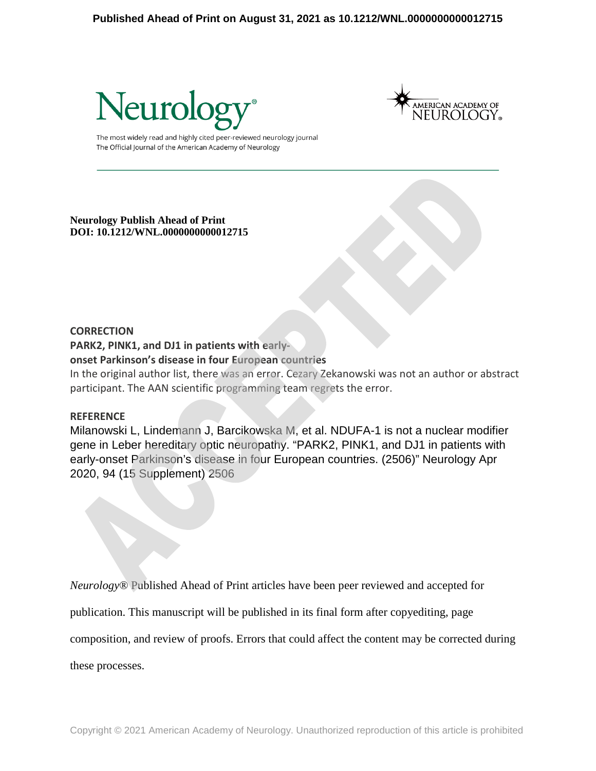**Neurology Publish Ahead of Print**
**DOI: 10.1212/WNL.0000000000012715**

## CORRECTION

### PARK2, PINK1, and DJ1 in patients with early-onset Parkinson's disease in four European countries

In the original author list, there was an error. Cezary Zekanowski was not an author or abstract participant. The AAN scientific programming team regrets the error.

## REFERENCE

Milanowski L, Lindemann J, Barcikowska M, et al. NDUFA-1 is not a nuclear modifier gene in Leber hereditary optic neuropathy. "PARK2, PINK1, and DJ1 in patients with early-onset Parkinson's disease in four European countries. (2506)" Neurology Apr 2020, 94 (15 Supplement) 2506

*Neurology*® Published Ahead of Print articles have been peer reviewed and accepted for publication. This manuscript will be published in its final form after copyediting, page composition, and review of proofs. Errors that could affect the content may be corrected during these processes.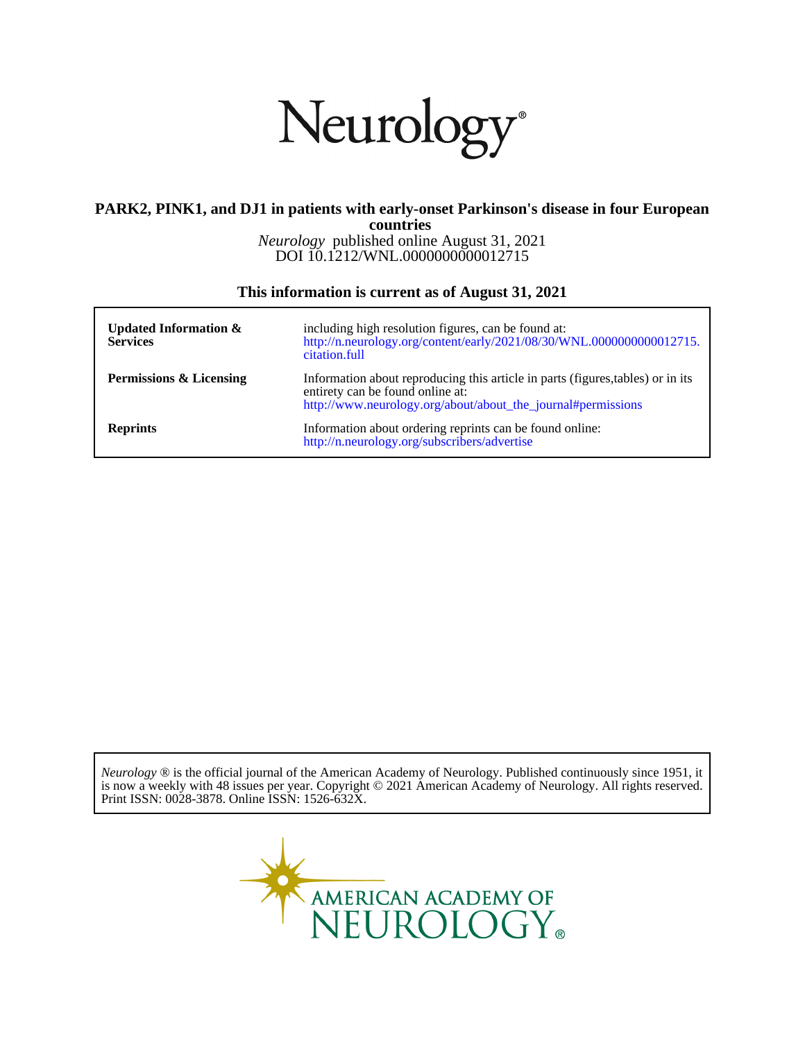# Neurology®

**PARK2, PINK1, and DJ1 in patients with early-onset Parkinson's disease in four European countries**

*Neurology* published online August 31, 2021
DOI 10.1212/WNL.0000000000012715

**This information is current as of August 31, 2021**

| | |
|---|---|
| **Updated Information & Services** | including high resolution figures, can be found at: http://n.neurology.org/content/early/2021/08/30/WNL.0000000000012715.citation.full |
| **Permissions & Licensing** | Information about reproducing this article in parts (figures,tables) or in its entirety can be found online at: http://www.neurology.org/about/about_the_journal#permissions |
| **Reprints** | Information about ordering reprints can be found online: http://n.neurology.org/subscribers/advertise |

*Neurology* ® is the official journal of the American Academy of Neurology. Published continuously since 1951, it is now a weekly with 48 issues per year. Copyright © 2021 American Academy of Neurology. All rights reserved. Print ISSN: 0028-3878. Online ISSN: 1526-632X.

AMERICAN ACADEMY OF NEUROLOGY®